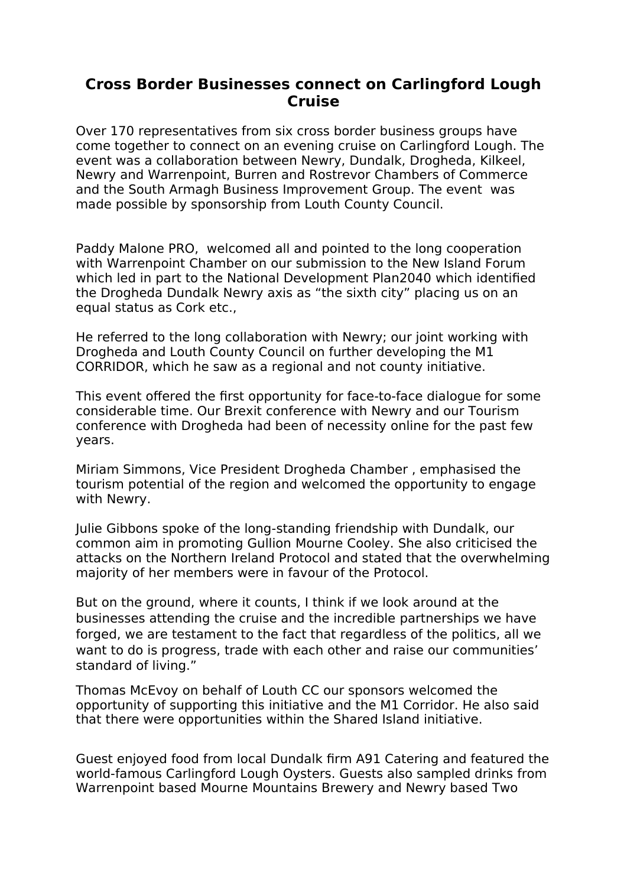# Cross Border Businesses connect on Carlingford Lough Cruise

Over 170 representatives from six cross border business groups have come together to connect on an evening cruise on Carlingford Lough. The event was a collaboration between Newry, Dundalk, Drogheda, Kilkeel, Newry and Warrenpoint, Burren and Rostrevor Chambers of Commerce and the South Armagh Business Improvement Group. The event was made possible by sponsorship from Louth County Council.

Paddy Malone PRO, welcomed all and pointed to the long cooperation with Warrenpoint Chamber on our submission to the New Island Forum which led in part to the National Development Plan2040 which identified the Drogheda Dundalk Newry axis as "the sixth city" placing us on an equal status as Cork etc.,

He referred to the long collaboration with Newry; our joint working with Drogheda and Louth County Council on further developing the M1 CORRIDOR, which he saw as a regional and not county initiative.

This event offered the first opportunity for face-to-face dialogue for some considerable time. Our Brexit conference with Newry and our Tourism conference with Drogheda had been of necessity online for the past few years.

Miriam Simmons, Vice President Drogheda Chamber , emphasised the tourism potential of the region and welcomed the opportunity to engage with Newry.

Julie Gibbons spoke of the long-standing friendship with Dundalk, our common aim in promoting Gullion Mourne Cooley. She also criticised the attacks on the Northern Ireland Protocol and stated that the overwhelming majority of her members were in favour of the Protocol.

But on the ground, where it counts, I think if we look around at the businesses attending the cruise and the incredible partnerships we have forged, we are testament to the fact that regardless of the politics, all we want to do is progress, trade with each other and raise our communities' standard of living."

Thomas McEvoy on behalf of Louth CC our sponsors welcomed the opportunity of supporting this initiative and the M1 Corridor. He also said that there were opportunities within the Shared Island initiative.

Guest enjoyed food from local Dundalk firm A91 Catering and featured the world-famous Carlingford Lough Oysters. Guests also sampled drinks from Warrenpoint based Mourne Mountains Brewery and Newry based Two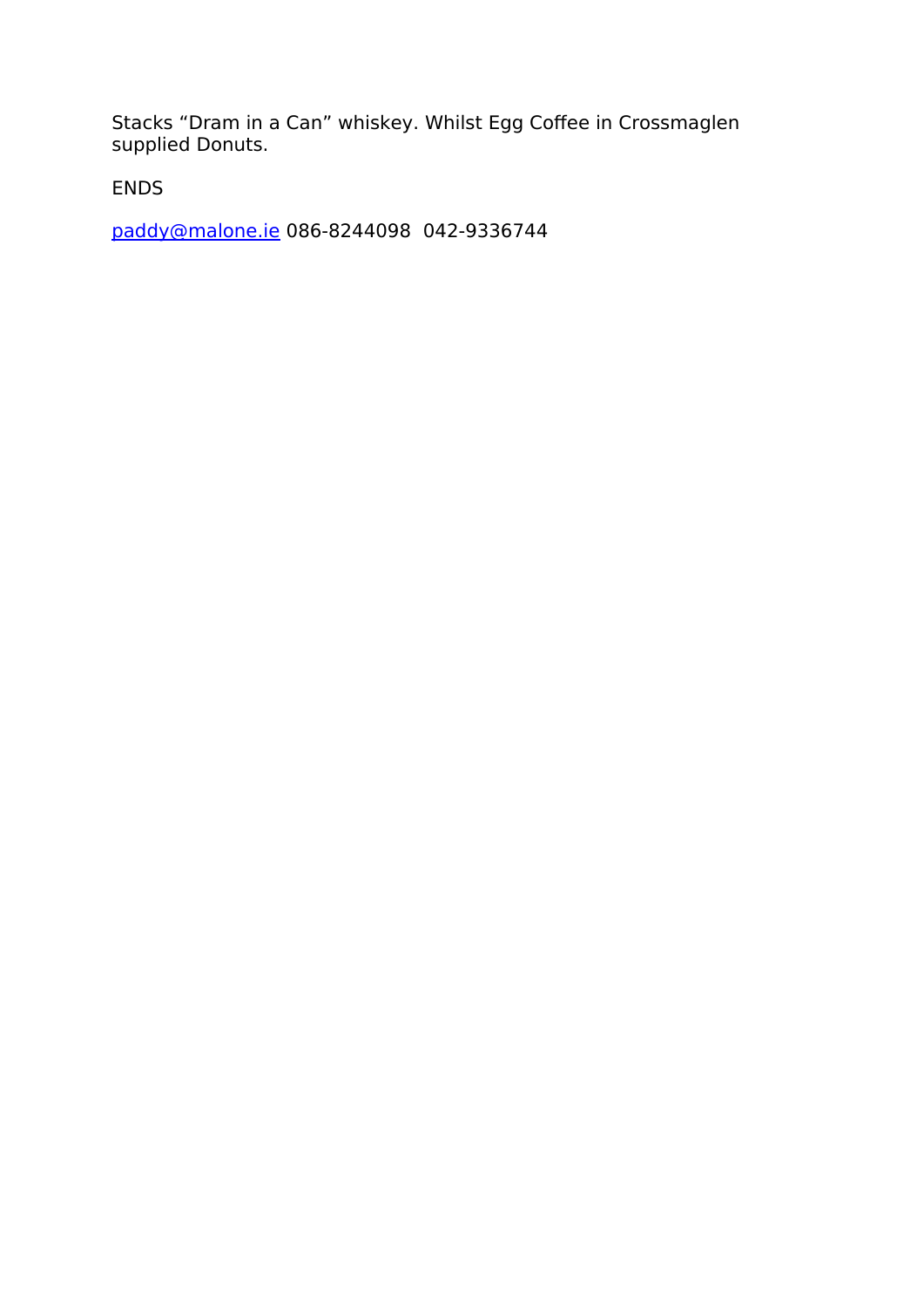Stacks “Dram in a Can” whiskey. Whilst Egg Coffee in Crossmaglen supplied Donuts.

ENDS

paddy@malone.ie 086-8244098  042-9336744